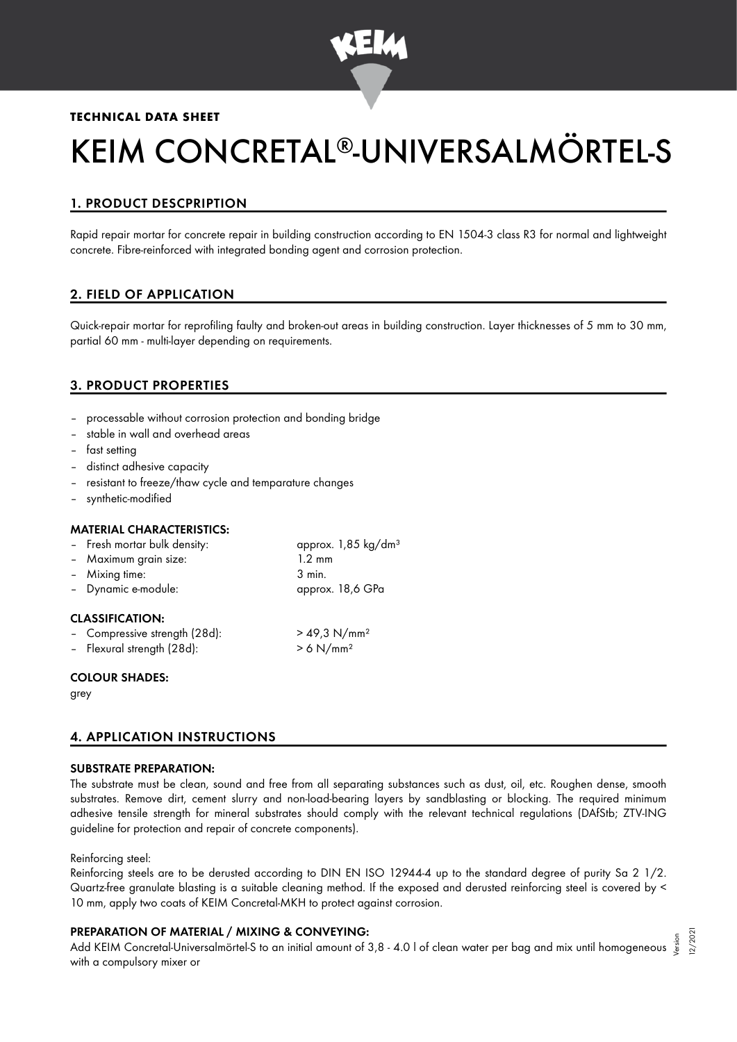**TECHNICAL DATA SHEET**

# KEIM CONCRETAL®-UNIVERSALMÖRTEL-S

## 1. PRODUCT DESCPRIPTION

Rapid repair mortar for concrete repair in building construction according to EN 1504-3 class R3 for normal and lightweight concrete. Fibre-reinforced with integrated bonding agent and corrosion protection.

## 2. FIELD OF APPLICATION

Quick-repair mortar for reprofiling faulty and broken-out areas in building construction. Layer thicknesses of 5 mm to 30 mm, partial 60 mm - multi-layer depending on requirements.

## 3. PRODUCT PROPERTIES

- processable without corrosion protection and bonding bridge
- stable in wall and overhead areas
- fast setting
- distinct adhesive capacity
- resistant to freeze/thaw cycle and temparature changes
- synthetic-modified

### MATERIAL CHARACTERISTICS:

- Fresh mortar bulk density: approx. 1,85 kg/dm³
- Maximum grain size: 1.2 mm
- Mixing time: 3 min.
- Dynamic e-module: approx. 18,6 GPa

### CLASSIFICATION:

- Compressive strength (28d): > 49,3 N/mm²
- Flexural strength (28d): > 6 N/mm²

### COLOUR SHADES:

grey

## 4. APPLICATION INSTRUCTIONS

### SUBSTRATE PREPARATION:

The substrate must be clean, sound and free from all separating substances such as dust, oil, etc. Roughen dense, smooth substrates. Remove dirt, cement slurry and non-load-bearing layers by sandblasting or blocking. The required minimum adhesive tensile strength for mineral substrates should comply with the relevant technical regulations (DAfStb; ZTV-ING guideline for protection and repair of concrete components).

Reinforcing steel:
Reinforcing steels are to be derusted according to DIN EN ISO 12944-4 up to the standard degree of purity Sa 2 1/2. Quartz-free granulate blasting is a suitable cleaning method. If the exposed and derusted reinforcing steel is covered by < 10 mm, apply two coats of KEIM Concretal-MKH to protect against corrosion.

### PREPARATION OF MATERIAL / MIXING & CONVEYING:

Add KEIM Concretal-Universalmörtel-S to an initial amount of 3,8 - 4.0 l of clean water per bag and mix until homogeneous with a compulsory mixer or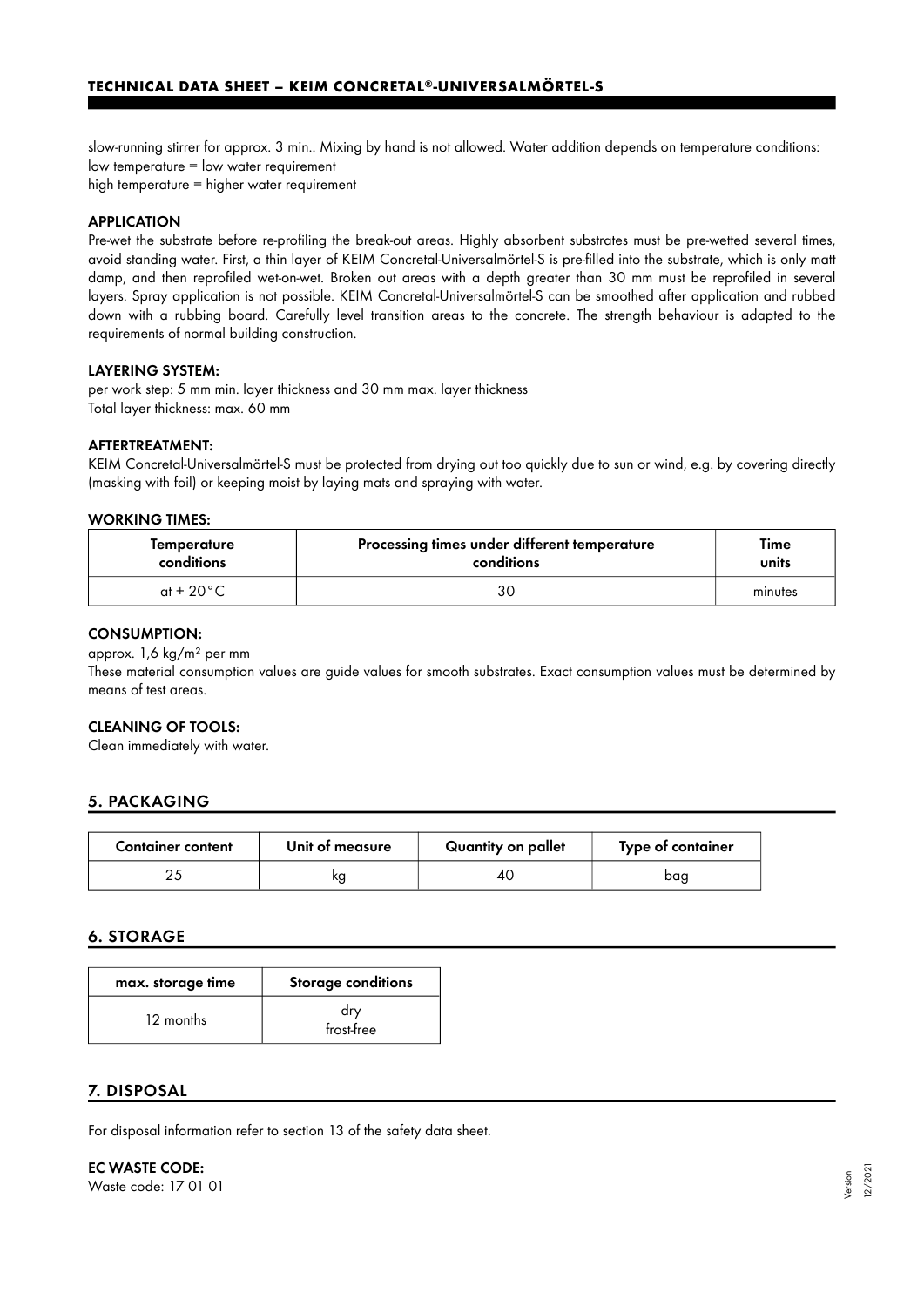slow-running stirrer for approx. 3 min.. Mixing by hand is not allowed. Water addition depends on temperature conditions:
low temperature = low water requirement
high temperature = higher water requirement

### APPLICATION

Pre-wet the substrate before re-profiling the break-out areas. Highly absorbent substrates must be pre-wetted several times, avoid standing water. First, a thin layer of KEIM Concretal-Universalmörtel-S is pre-filled into the substrate, which is only matt damp, and then reprofiled wet-on-wet. Broken out areas with a depth greater than 30 mm must be reprofiled in several layers. Spray application is not possible. KEIM Concretal-Universalmörtel-S can be smoothed after application and rubbed down with a rubbing board. Carefully level transition areas to the concrete. The strength behaviour is adapted to the requirements of normal building construction.

### LAYERING SYSTEM:

per work step: 5 mm min. layer thickness and 30 mm max. layer thickness
Total layer thickness: max. 60 mm

### AFTERTREATMENT:

KEIM Concretal-Universalmörtel-S must be protected from drying out too quickly due to sun or wind, e.g. by covering directly (masking with foil) or keeping moist by laying mats and spraying with water.

### WORKING TIMES:

| Temperature conditions | Processing times under different temperature conditions | Time units |
|---|---|---|
| at + 20°C | 30 | minutes |

### CONSUMPTION:

approx. 1,6 kg/m² per mm
These material consumption values are guide values for smooth substrates. Exact consumption values must be determined by means of test areas.

### CLEANING OF TOOLS:

Clean immediately with water.

## 5. PACKAGING

| Container content | Unit of measure | Quantity on pallet | Type of container |
|---|---|---|---|
| 25 | kg | 40 | bag |

## 6. STORAGE

| max. storage time | Storage conditions |
|---|---|
| 12 months | dry<br>frost-free |

## 7. DISPOSAL

For disposal information refer to section 13 of the safety data sheet.

### EC WASTE CODE:

Waste code: 17 01 01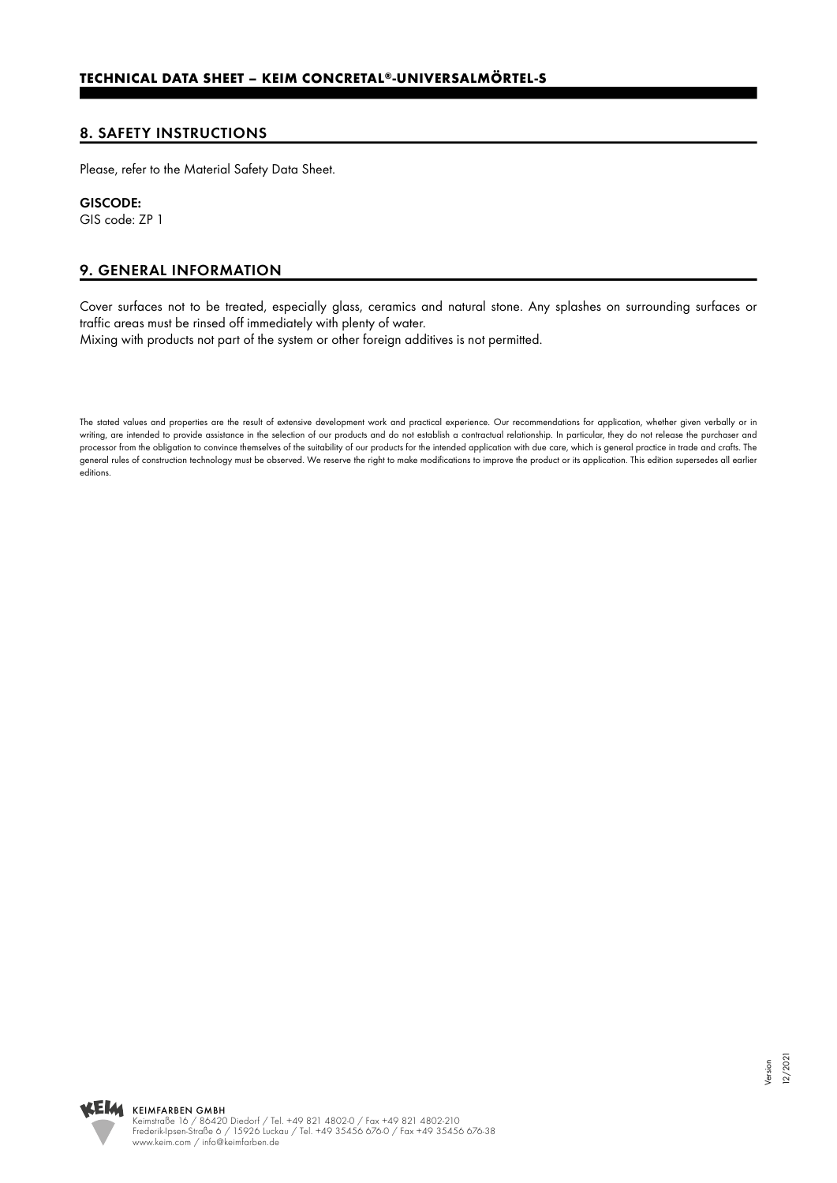## 8. SAFETY INSTRUCTIONS

Please, refer to the Material Safety Data Sheet.

**GISCODE:**
GIS code: ZP 1

## 9. GENERAL INFORMATION

Cover surfaces not to be treated, especially glass, ceramics and natural stone. Any splashes on surrounding surfaces or traffic areas must be rinsed off immediately with plenty of water.
Mixing with products not part of the system or other foreign additives is not permitted.

The stated values and properties are the result of extensive development work and practical experience. Our recommendations for application, whether given verbally or in writing, are intended to provide assistance in the selection of our products and do not establish a contractual relationship. In particular, they do not release the purchaser and processor from the obligation to convince themselves of the suitability of our products for the intended application with due care, which is general practice in trade and crafts. The general rules of construction technology must be observed. We reserve the right to make modifications to improve the product or its application. This edition supersedes all earlier editions.

KEIMFARBEN GMBH
Keimstraße 16 / 86420 Diedorf / Tel. +49 821 4802-0 / Fax +49 821 4802-210
Frederik-Ipsen-Straße 6 / 15926 Luckau / Tel. +49 35456 676-0 / Fax +49 35456 676-38
www.keim.com / info@keimfarben.de

Version 12/2021